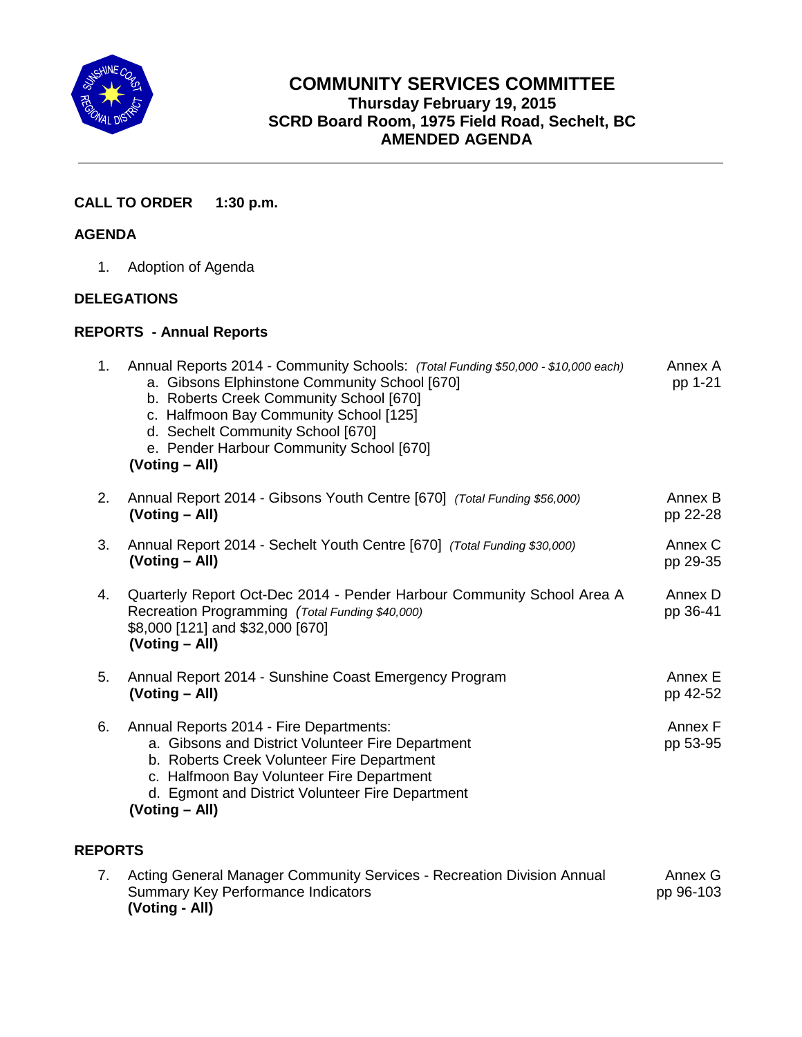# COMMUNITY SERVICES COMMITTEE

**Thursday February 19, 2015**
**SCRD Board Room, 1975 Field Road, Sechelt, BC**
**AMENDED AGENDA**

---

**CALL TO ORDER 1:30 p.m.**

## AGENDA

1. Adoption of Agenda

## DELEGATIONS

## REPORTS - Annual Reports

| | | |
|---|---|---|
| 1. | Annual Reports 2014 - Community Schools: *(Total Funding $50,000 - $10,000 each)*<br>a. Gibsons Elphinstone Community School [670]<br>b. Roberts Creek Community School [670]<br>c. Halfmoon Bay Community School [125]<br>d. Sechelt Community School [670]<br>e. Pender Harbour Community School [670]<br>**(Voting – All)** | Annex A<br>pp 1-21 |
| 2. | Annual Report 2014 - Gibsons Youth Centre [670] *(Total Funding $56,000)*<br>**(Voting – All)** | Annex B<br>pp 22-28 |
| 3. | Annual Report 2014 - Sechelt Youth Centre [670] *(Total Funding $30,000)*<br>**(Voting – All)** | Annex C<br>pp 29-35 |
| 4. | Quarterly Report Oct-Dec 2014 - Pender Harbour Community School Area A Recreation Programming *(Total Funding $40,000)*<br>$8,000 [121] and $32,000 [670]<br>**(Voting – All)** | Annex D<br>pp 36-41 |
| 5. | Annual Report 2014 - Sunshine Coast Emergency Program<br>**(Voting – All)** | Annex E<br>pp 42-52 |
| 6. | Annual Reports 2014 - Fire Departments:<br>a. Gibsons and District Volunteer Fire Department<br>b. Roberts Creek Volunteer Fire Department<br>c. Halfmoon Bay Volunteer Fire Department<br>d. Egmont and District Volunteer Fire Department<br>**(Voting – All)** | Annex F<br>pp 53-95 |

## REPORTS

| | | |
|---|---|---|
| 7. | Acting General Manager Community Services - Recreation Division Annual Summary Key Performance Indicators<br>**(Voting - All)** | Annex G<br>pp 96-103 |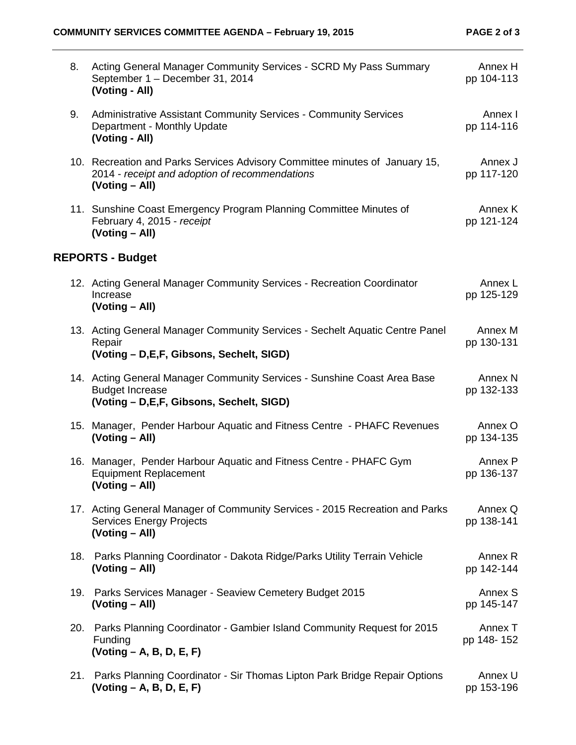8. Acting General Manager Community Services - SCRD My Pass Summary September 1 – December 31, 2014 — Annex H, pp 104-113
   **(Voting - All)**

9. Administrative Assistant Community Services - Community Services Department - Monthly Update — Annex I, pp 114-116
   **(Voting - All)**

10. Recreation and Parks Services Advisory Committee minutes of January 15, 2014 - *receipt and adoption of recommendations* — Annex J, pp 117-120
    **(Voting – All)**

11. Sunshine Coast Emergency Program Planning Committee Minutes of February 4, 2015 - *receipt* — Annex K, pp 121-124
    **(Voting – All)**

## REPORTS - Budget

12. Acting General Manager Community Services - Recreation Coordinator Increase — Annex L, pp 125-129
    **(Voting – All)**

13. Acting General Manager Community Services - Sechelt Aquatic Centre Panel Repair — Annex M, pp 130-131
    **(Voting – D,E,F, Gibsons, Sechelt, SIGD)**

14. Acting General Manager Community Services - Sunshine Coast Area Base Budget Increase — Annex N, pp 132-133
    **(Voting – D,E,F, Gibsons, Sechelt, SIGD)**

15. Manager, Pender Harbour Aquatic and Fitness Centre - PHAFC Revenues — Annex O, pp 134-135
    **(Voting – All)**

16. Manager, Pender Harbour Aquatic and Fitness Centre - PHAFC Gym Equipment Replacement — Annex P, pp 136-137
    **(Voting – All)**

17. Acting General Manager of Community Services - 2015 Recreation and Parks Services Energy Projects — Annex Q, pp 138-141
    **(Voting – All)**

18. Parks Planning Coordinator - Dakota Ridge/Parks Utility Terrain Vehicle — Annex R, pp 142-144
    **(Voting – All)**

19. Parks Services Manager - Seaview Cemetery Budget 2015 — Annex S, pp 145-147
    **(Voting – All)**

20. Parks Planning Coordinator - Gambier Island Community Request for 2015 Funding — Annex T, pp 148- 152
    **(Voting – A, B, D, E, F)**

21. Parks Planning Coordinator - Sir Thomas Lipton Park Bridge Repair Options — Annex U, pp 153-196
    **(Voting – A, B, D, E, F)**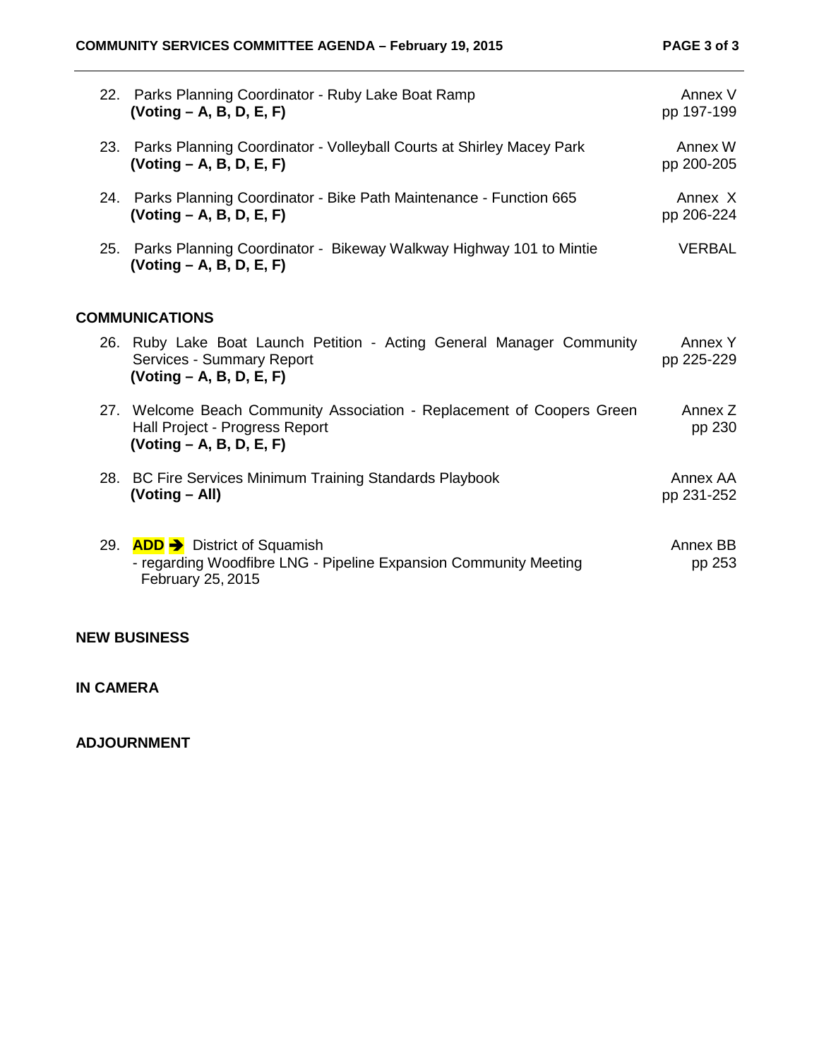| | | |
|---|---|---|
| 22. | Parks Planning Coordinator - Ruby Lake Boat Ramp<br>**(Voting – A, B, D, E, F)** | Annex V<br>pp 197-199 |
| 23. | Parks Planning Coordinator - Volleyball Courts at Shirley Macey Park<br>**(Voting – A, B, D, E, F)** | Annex W<br>pp 200-205 |
| 24. | Parks Planning Coordinator - Bike Path Maintenance - Function 665<br>**(Voting – A, B, D, E, F)** | Annex X<br>pp 206-224 |
| 25. | Parks Planning Coordinator - Bikeway Walkway Highway 101 to Mintie<br>**(Voting – A, B, D, E, F)** | VERBAL |

**COMMUNICATIONS**

| | | |
|---|---|---|
| 26. | Ruby Lake Boat Launch Petition - Acting General Manager Community Services - Summary Report<br>**(Voting – A, B, D, E, F)** | Annex Y<br>pp 225-229 |
| 27. | Welcome Beach Community Association - Replacement of Coopers Green Hall Project - Progress Report<br>**(Voting – A, B, D, E, F)** | Annex Z<br>pp 230 |
| 28. | BC Fire Services Minimum Training Standards Playbook<br>**(Voting – All)** | Annex AA<br>pp 231-252 |
| 29. | **ADD** ➔ District of Squamish<br>- regarding Woodfibre LNG - Pipeline Expansion Community Meeting February 25, 2015 | Annex BB<br>pp 253 |

**NEW BUSINESS**

**IN CAMERA**

**ADJOURNMENT**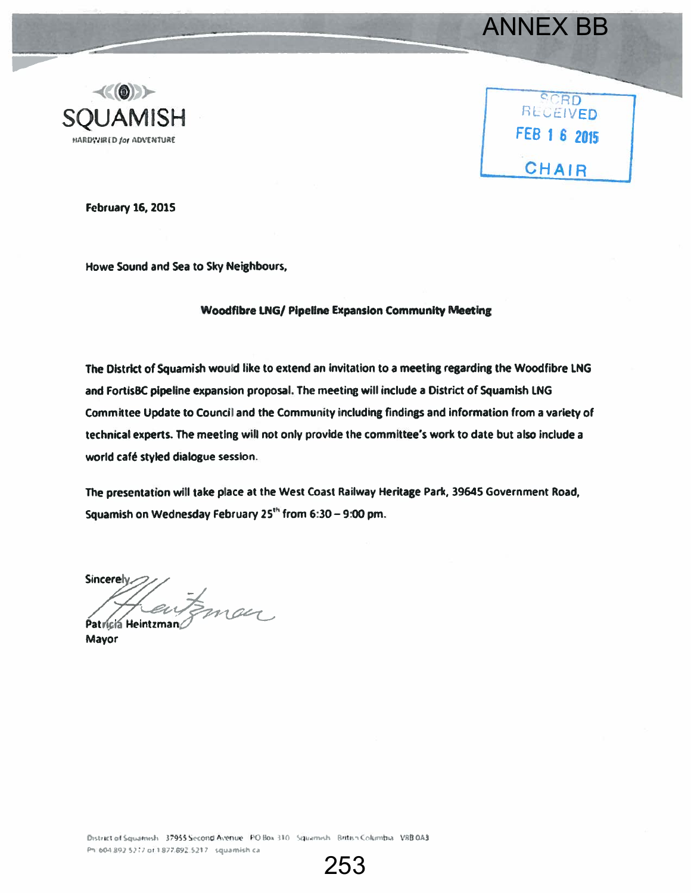ANNEX BB

SQUAMISH

HARDWIRED for ADVENTURE

SCRD
RECEIVED
FEB 16 2015
CHAIR

**February 16, 2015**

**Howe Sound and Sea to Sky Neighbours,**

**Woodfibre LNG/ Pipeline Expansion Community Meeting**

**The District of Squamish would like to extend an invitation to a meeting regarding the Woodfibre LNG and FortisBC pipeline expansion proposal. The meeting will include a District of Squamish LNG Committee Update to Council and the Community including findings and information from a variety of technical experts. The meeting will not only provide the committee's work to date but also include a world café styled dialogue session.**

**The presentation will take place at the West Coast Railway Heritage Park, 39645 Government Road, Squamish on Wednesday February 25th from 6:30 – 9:00 pm.**

**Sincerely,**

**Patricia Heintzman**
**Mayor**

District of Squamish 37955 Second Avenue PO Box 310 Squamish British Columbia V8B 0A3
Ph 604.892.5217 or 1.877.892.5217 squamish.ca